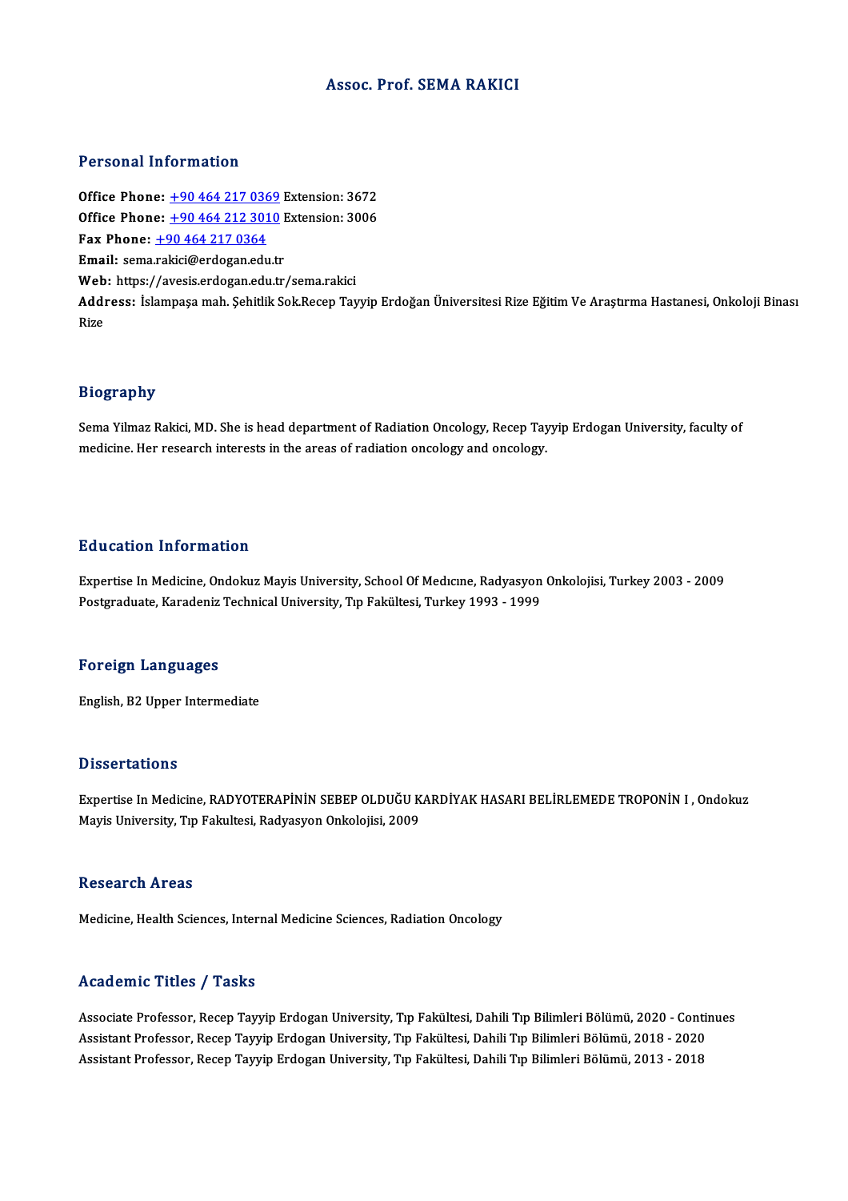# Assoc. Prof. SEMA RAKICI

## Personal Information

**Office Phone:** +90 464 217 0369 Extension: 3672
**Office Phone:** +90 464 212 3010 Extension: 3006
**Fax Phone:** +90 464 217 0364
**Email:** sema.rakici@erdogan.edu.tr
**Web:** https://avesis.erdogan.edu.tr/sema.rakici
**Address:** İslampaşa mah. Şehitlik Sok.Recep Tayyip Erdoğan Üniversitesi Rize Eğitim Ve Araştırma Hastanesi, Onkoloji Binası Rize

## Biography

Sema Yilmaz Rakici, MD. She is head department of Radiation Oncology, Recep Tayyip Erdogan University, faculty of medicine. Her research interests in the areas of radiation oncology and oncology.

## Education Information

Expertise In Medicine, Ondokuz Mayis University, School Of Medıcıne, Radyasyon Onkolojisi, Turkey 2003 - 2009
Postgraduate, Karadeniz Technical University, Tıp Fakültesi, Turkey 1993 - 1999

## Foreign Languages

English, B2 Upper Intermediate

## Dissertations

Expertise In Medicine, RADYOTERAPİNİN SEBEP OLDUĞU KARDİYAK HASARI BELİRLEMEDE TROPONİN I , Ondokuz Mayis University, Tıp Fakultesi, Radyasyon Onkolojisi, 2009

## Research Areas

Medicine, Health Sciences, Internal Medicine Sciences, Radiation Oncology

## Academic Titles / Tasks

Associate Professor, Recep Tayyip Erdogan University, Tıp Fakültesi, Dahili Tıp Bilimleri Bölümü, 2020 - Continues
Assistant Professor, Recep Tayyip Erdogan University, Tıp Fakültesi, Dahili Tıp Bilimleri Bölümü, 2018 - 2020
Assistant Professor, Recep Tayyip Erdogan University, Tıp Fakültesi, Dahili Tıp Bilimleri Bölümü, 2013 - 2018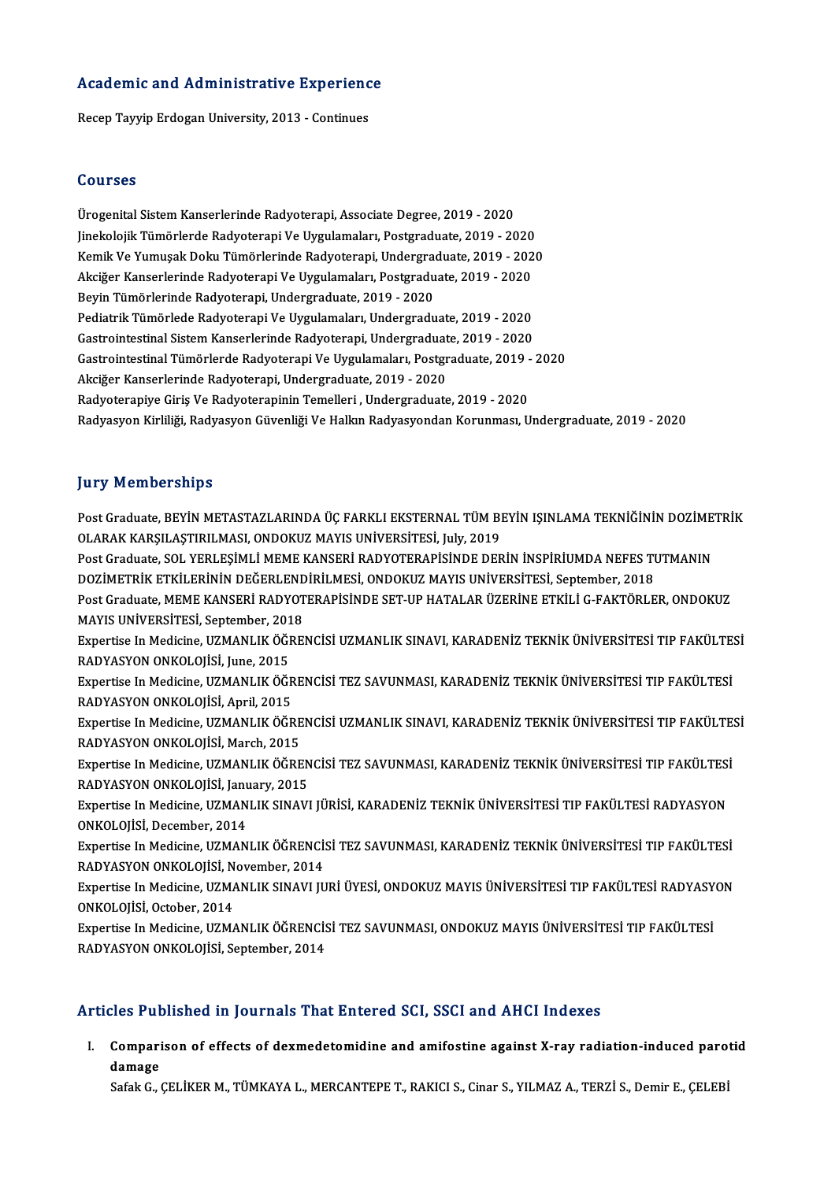## Academic and Administrative Experience

Recep Tayyip Erdogan University, 2013 - Continues

## Courses

Ürogenital Sistem Kanserlerinde Radyoterapi, Associate Degree, 2019 - 2020
Jinekolojik Tümörlerde Radyoterapi Ve Uygulamaları, Postgraduate, 2019 - 2020
Kemik Ve Yumuşak Doku Tümörlerinde Radyoterapi, Undergraduate, 2019 - 2020
Akciğer Kanserlerinde Radyoterapi Ve Uygulamaları, Postgraduate, 2019 - 2020
Beyin Tümörlerinde Radyoterapi, Undergraduate, 2019 - 2020
Pediatrik Tümörlede Radyoterapi Ve Uygulamaları, Undergraduate, 2019 - 2020
Gastrointestinal Sistem Kanserlerinde Radyoterapi, Undergraduate, 2019 - 2020
Gastrointestinal Tümörlerde Radyoterapi Ve Uygulamaları, Postgraduate, 2019 - 2020
Akciğer Kanserlerinde Radyoterapi, Undergraduate, 2019 - 2020
Radyoterapiye Giriş Ve Radyoterapinin Temelleri , Undergraduate, 2019 - 2020
Radyasyon Kirliliği, Radyasyon Güvenliği Ve Halkın Radyasyondan Korunması, Undergraduate, 2019 - 2020

## Jury Memberships

Post Graduate, BEYİN METASTAZLARINDA ÜÇ FARKLI EKSTERNAL TÜM BEYİN IŞINLAMA TEKNİĞİNİN DOZİMETRİK OLARAK KARŞILAŞTIRILMASI, ONDOKUZ MAYIS UNİVERSİTESİ, July, 2019

Post Graduate, SOL YERLEŞİMLİ MEME KANSERİ RADYOTERAPİSİNDE DERİN İNSPİRİUMDA NEFES TUTMANIN DOZİMETRİK ETKİLERİNİN DEĞERLENDİRİLMESİ, ONDOKUZ MAYIS UNİVERSİTESİ, September, 2018

Post Graduate, MEME KANSERİ RADYOTERAPİSİNDE SET-UP HATALAR ÜZERİNE ETKİLİ G-FAKTÖRLER, ONDOKUZ MAYIS UNİVERSİTESİ, September, 2018

Expertise In Medicine, UZMANLIK ÖĞRENCİSİ UZMANLIK SINAVI, KARADENİZ TEKNİK ÜNİVERSİTESİ TIP FAKÜLTESİ RADYASYON ONKOLOJİSİ, June, 2015

Expertise In Medicine, UZMANLIK ÖĞRENCİSİ TEZ SAVUNMASI, KARADENİZ TEKNİK ÜNİVERSİTESİ TIP FAKÜLTESİ RADYASYON ONKOLOJİSİ, April, 2015

Expertise In Medicine, UZMANLIK ÖĞRENCİSİ UZMANLIK SINAVI, KARADENİZ TEKNİK ÜNİVERSİTESİ TIP FAKÜLTESİ RADYASYON ONKOLOJİSİ, March, 2015

Expertise In Medicine, UZMANLIK ÖĞRENCİSİ TEZ SAVUNMASI, KARADENİZ TEKNİK ÜNİVERSİTESİ TIP FAKÜLTESİ RADYASYON ONKOLOJİSİ, January, 2015

Expertise In Medicine, UZMANLIK SINAVI JÜRİSİ, KARADENİZ TEKNİK ÜNİVERSİTESİ TIP FAKÜLTESİ RADYASYON ONKOLOJİSİ, December, 2014

Expertise In Medicine, UZMANLIK ÖĞRENCİSİ TEZ SAVUNMASI, KARADENİZ TEKNİK ÜNİVERSİTESİ TIP FAKÜLTESİ RADYASYON ONKOLOJİSİ, November, 2014

Expertise In Medicine, UZMANLIK SINAVI JURİ ÜYESİ, ONDOKUZ MAYIS ÜNİVERSİTESİ TIP FAKÜLTESİ RADYASYON ONKOLOJİSİ, October, 2014

Expertise In Medicine, UZMANLIK ÖĞRENCİSİ TEZ SAVUNMASI, ONDOKUZ MAYIS ÜNİVERSİTESİ TIP FAKÜLTESİ RADYASYON ONKOLOJİSİ, September, 2014

## Articles Published in Journals That Entered SCI, SSCI and AHCI Indexes

I. **Comparison of effects of dexmedetomidine and amifostine against X-ray radiation-induced parotid damage**
Safak G., ÇELİKER M., TÜMKAYA L., MERCANTEPE T., RAKICI S., Cinar S., YILMAZ A., TERZİ S., Demir E., ÇELEBİ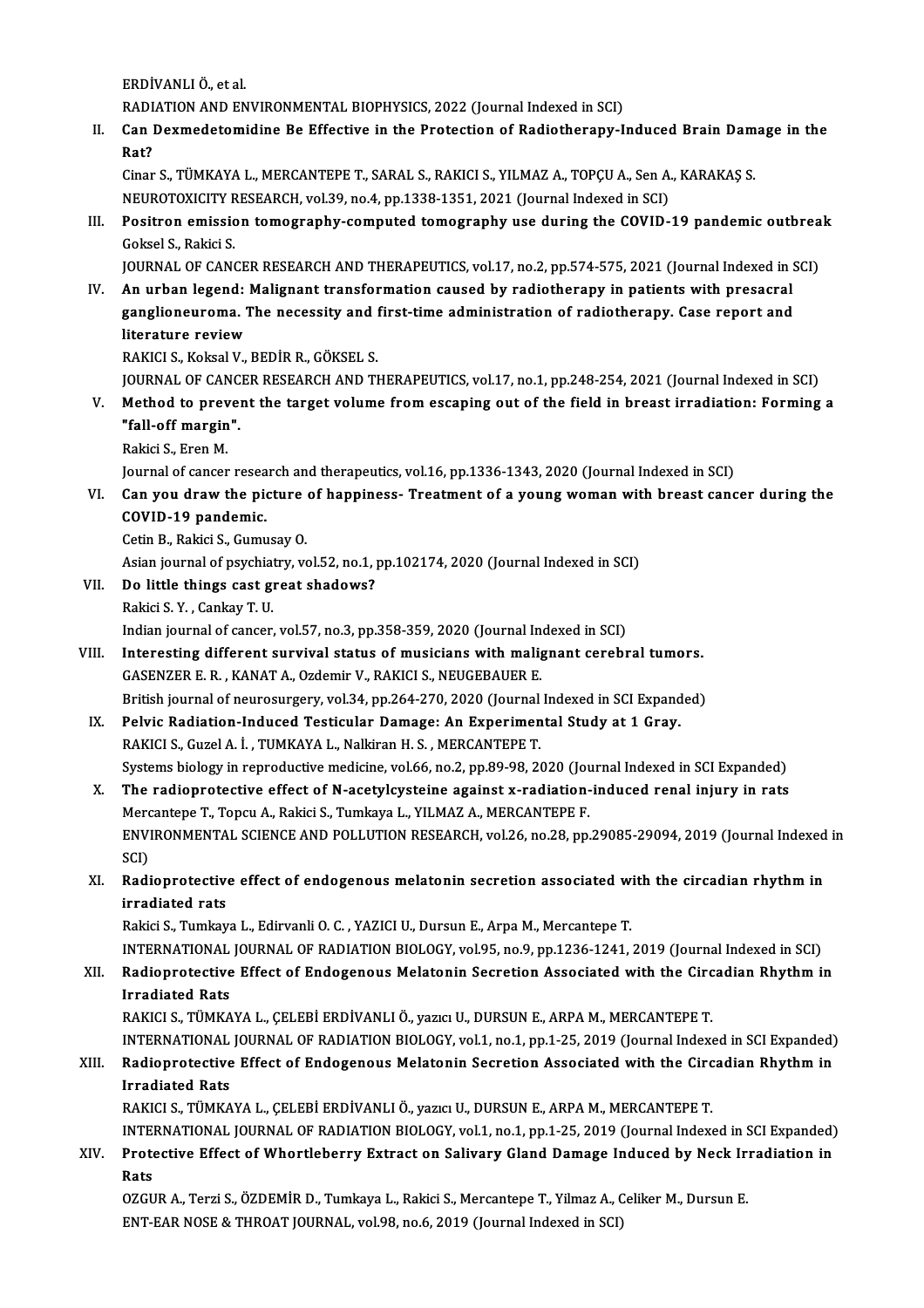ERDİVANLI Ö., et al.

RADIATION AND ENVIRONMENTAL BIOPHYSICS, 2022 (Journal Indexed in SCI)

II. **Can Dexmedetomidine Be Effective in the Protection of Radiotherapy-Induced Brain Damage in the Rat?**
Cinar S., TÜMKAYA L., MERCANTEPE T., SARAL S., RAKICI S., YILMAZ A., TOPÇU A., Sen A., KARAKAŞ S.
NEUROTOXICITY RESEARCH, vol.39, no.4, pp.1338-1351, 2021 (Journal Indexed in SCI)

III. **Positron emission tomography-computed tomography use during the COVID-19 pandemic outbreak**
Goksel S., Rakici S.
JOURNAL OF CANCER RESEARCH AND THERAPEUTICS, vol.17, no.2, pp.574-575, 2021 (Journal Indexed in SCI)

IV. **An urban legend: Malignant transformation caused by radiotherapy in patients with presacral ganglioneuroma. The necessity and first-time administration of radiotherapy. Case report and literature review**
RAKICI S., Koksal V., BEDİR R., GÖKSEL S.
JOURNAL OF CANCER RESEARCH AND THERAPEUTICS, vol.17, no.1, pp.248-254, 2021 (Journal Indexed in SCI)

V. **Method to prevent the target volume from escaping out of the field in breast irradiation: Forming a "fall-off margin".**
Rakici S., Eren M.
Journal of cancer research and therapeutics, vol.16, pp.1336-1343, 2020 (Journal Indexed in SCI)

VI. **Can you draw the picture of happiness- Treatment of a young woman with breast cancer during the COVID-19 pandemic.**
Cetin B., Rakici S., Gumusay O.
Asian journal of psychiatry, vol.52, no.1, pp.102174, 2020 (Journal Indexed in SCI)

VII. **Do little things cast great shadows?**
Rakici S. Y. , Cankay T. U.
Indian journal of cancer, vol.57, no.3, pp.358-359, 2020 (Journal Indexed in SCI)

VIII. **Interesting different survival status of musicians with malignant cerebral tumors.**
GASENZER E. R. , KANAT A., Ozdemir V., RAKICI S., NEUGEBAUER E.
British journal of neurosurgery, vol.34, pp.264-270, 2020 (Journal Indexed in SCI Expanded)

IX. **Pelvic Radiation-Induced Testicular Damage: An Experimental Study at 1 Gray.**
RAKICI S., Guzel A. İ. , TUMKAYA L., Nalkiran H. S. , MERCANTEPE T.
Systems biology in reproductive medicine, vol.66, no.2, pp.89-98, 2020 (Journal Indexed in SCI Expanded)

X. **The radioprotective effect of N-acetylcysteine against x-radiation-induced renal injury in rats**
Mercantepe T., Topcu A., Rakici S., Tumkaya L., YILMAZ A., MERCANTEPE F.
ENVIRONMENTAL SCIENCE AND POLLUTION RESEARCH, vol.26, no.28, pp.29085-29094, 2019 (Journal Indexed in SCI)

XI. **Radioprotective effect of endogenous melatonin secretion associated with the circadian rhythm in irradiated rats**
Rakici S., Tumkaya L., Edirvanli O. C. , YAZICI U., Dursun E., Arpa M., Mercantepe T.
INTERNATIONAL JOURNAL OF RADIATION BIOLOGY, vol.95, no.9, pp.1236-1241, 2019 (Journal Indexed in SCI)

XII. **Radioprotective Effect of Endogenous Melatonin Secretion Associated with the Circadian Rhythm in Irradiated Rats**
RAKICI S., TÜMKAYA L., ÇELEBİ ERDİVANLI Ö., yazıcı U., DURSUN E., ARPA M., MERCANTEPE T.
INTERNATIONAL JOURNAL OF RADIATION BIOLOGY, vol.1, no.1, pp.1-25, 2019 (Journal Indexed in SCI Expanded)

XIII. **Radioprotective Effect of Endogenous Melatonin Secretion Associated with the Circadian Rhythm in Irradiated Rats**
RAKICI S., TÜMKAYA L., ÇELEBİ ERDİVANLI Ö., yazıcı U., DURSUN E., ARPA M., MERCANTEPE T.
INTERNATIONAL JOURNAL OF RADIATION BIOLOGY, vol.1, no.1, pp.1-25, 2019 (Journal Indexed in SCI Expanded)

XIV. **Protective Effect of Whortleberry Extract on Salivary Gland Damage Induced by Neck Irradiation in Rats**
OZGUR A., Terzi S., ÖZDEMİR D., Tumkaya L., Rakici S., Mercantepe T., Yilmaz A., Celiker M., Dursun E.
ENT-EAR NOSE & THROAT JOURNAL, vol.98, no.6, 2019 (Journal Indexed in SCI)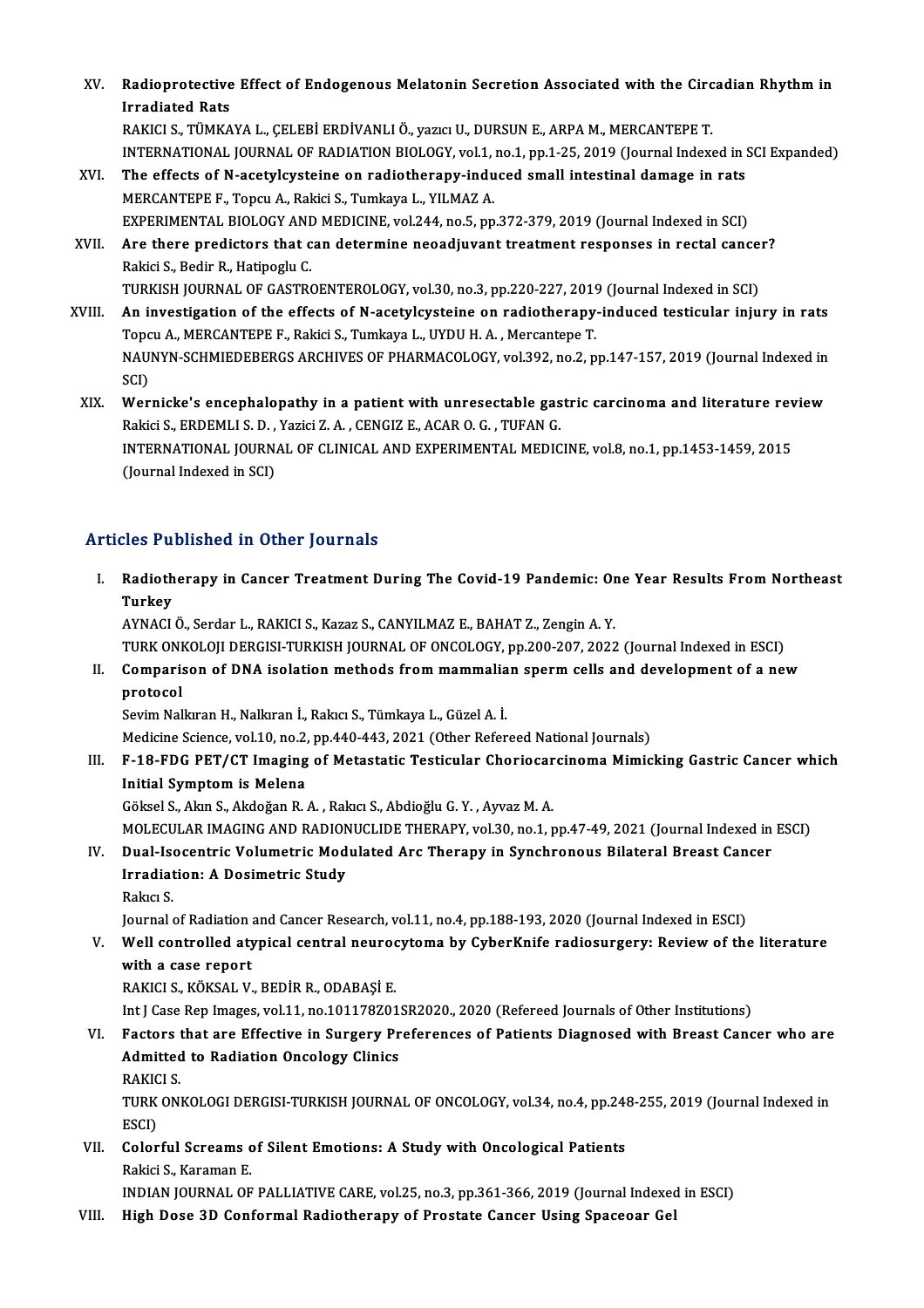XV. **Radioprotective Effect of Endogenous Melatonin Secretion Associated with the Circadian Rhythm in Irradiated Rats**
RAKICI S., TÜMKAYA L., ÇELEBİ ERDİVANLI Ö., yazıcı U., DURSUN E., ARPA M., MERCANTEPE T.
INTERNATIONAL JOURNAL OF RADIATION BIOLOGY, vol.1, no.1, pp.1-25, 2019 (Journal Indexed in SCI Expanded)

XVI. **The effects of N-acetylcysteine on radiotherapy-induced small intestinal damage in rats**
MERCANTEPE F., Topcu A., Rakici S., Tumkaya L., YILMAZ A.
EXPERIMENTAL BIOLOGY AND MEDICINE, vol.244, no.5, pp.372-379, 2019 (Journal Indexed in SCI)

XVII. **Are there predictors that can determine neoadjuvant treatment responses in rectal cancer?**
Rakici S., Bedir R., Hatipoglu C.
TURKISH JOURNAL OF GASTROENTEROLOGY, vol.30, no.3, pp.220-227, 2019 (Journal Indexed in SCI)

XVIII. **An investigation of the effects of N-acetylcysteine on radiotherapy-induced testicular injury in rats**
Topcu A., MERCANTEPE F., Rakici S., Tumkaya L., UYDU H. A. , Mercantepe T.
NAUNYN-SCHMIEDEBERGS ARCHIVES OF PHARMACOLOGY, vol.392, no.2, pp.147-157, 2019 (Journal Indexed in SCI)

XIX. **Wernicke's encephalopathy in a patient with unresectable gastric carcinoma and literature review**
Rakici S., ERDEMLI S. D. , Yazici Z. A. , CENGIZ E., ACAR O. G. , TUFAN G.
INTERNATIONAL JOURNAL OF CLINICAL AND EXPERIMENTAL MEDICINE, vol.8, no.1, pp.1453-1459, 2015 (Journal Indexed in SCI)

## Articles Published in Other Journals

I. **Radiotherapy in Cancer Treatment During The Covid-19 Pandemic: One Year Results From Northeast Turkey**
AYNACI Ö., Serdar L., RAKICI S., Kazaz S., CANYILMAZ E., BAHAT Z., Zengin A. Y.
TURK ONKOLOJI DERGISI-TURKISH JOURNAL OF ONCOLOGY, pp.200-207, 2022 (Journal Indexed in ESCI)

II. **Comparison of DNA isolation methods from mammalian sperm cells and development of a new protocol**
Sevim Nalkıran H., Nalkıran İ., Rakıcı S., Tümkaya L., Güzel A. İ.
Medicine Science, vol.10, no.2, pp.440-443, 2021 (Other Refereed National Journals)

III. **F-18-FDG PET/CT Imaging of Metastatic Testicular Choriocarcinoma Mimicking Gastric Cancer which Initial Symptom is Melena**
Göksel S., Akın S., Akdoğan R. A. , Rakıcı S., Abdioğlu G. Y. , Ayvaz M. A.
MOLECULAR IMAGING AND RADIONUCLIDE THERAPY, vol.30, no.1, pp.47-49, 2021 (Journal Indexed in ESCI)

IV. **Dual-Isocentric Volumetric Modulated Arc Therapy in Synchronous Bilateral Breast Cancer Irradiation: A Dosimetric Study**
Rakıcı S.
Journal of Radiation and Cancer Research, vol.11, no.4, pp.188-193, 2020 (Journal Indexed in ESCI)

V. **Well controlled atypical central neurocytoma by CyberKnife radiosurgery: Review of the literature with a case report**
RAKICI S., KÖKSAL V., BEDİR R., ODABAŞİ E.
Int J Case Rep Images, vol.11, no.101178Z01SR2020., 2020 (Refereed Journals of Other Institutions)

VI. **Factors that are Effective in Surgery Preferences of Patients Diagnosed with Breast Cancer who are Admitted to Radiation Oncology Clinics**
RAKICI S.
TURK ONKOLOGI DERGISI-TURKISH JOURNAL OF ONCOLOGY, vol.34, no.4, pp.248-255, 2019 (Journal Indexed in ESCI)

VII. **Colorful Screams of Silent Emotions: A Study with Oncological Patients**
Rakici S., Karaman E.
INDIAN JOURNAL OF PALLIATIVE CARE, vol.25, no.3, pp.361-366, 2019 (Journal Indexed in ESCI)

VIII. **High Dose 3D Conformal Radiotherapy of Prostate Cancer Using Spaceoar Gel**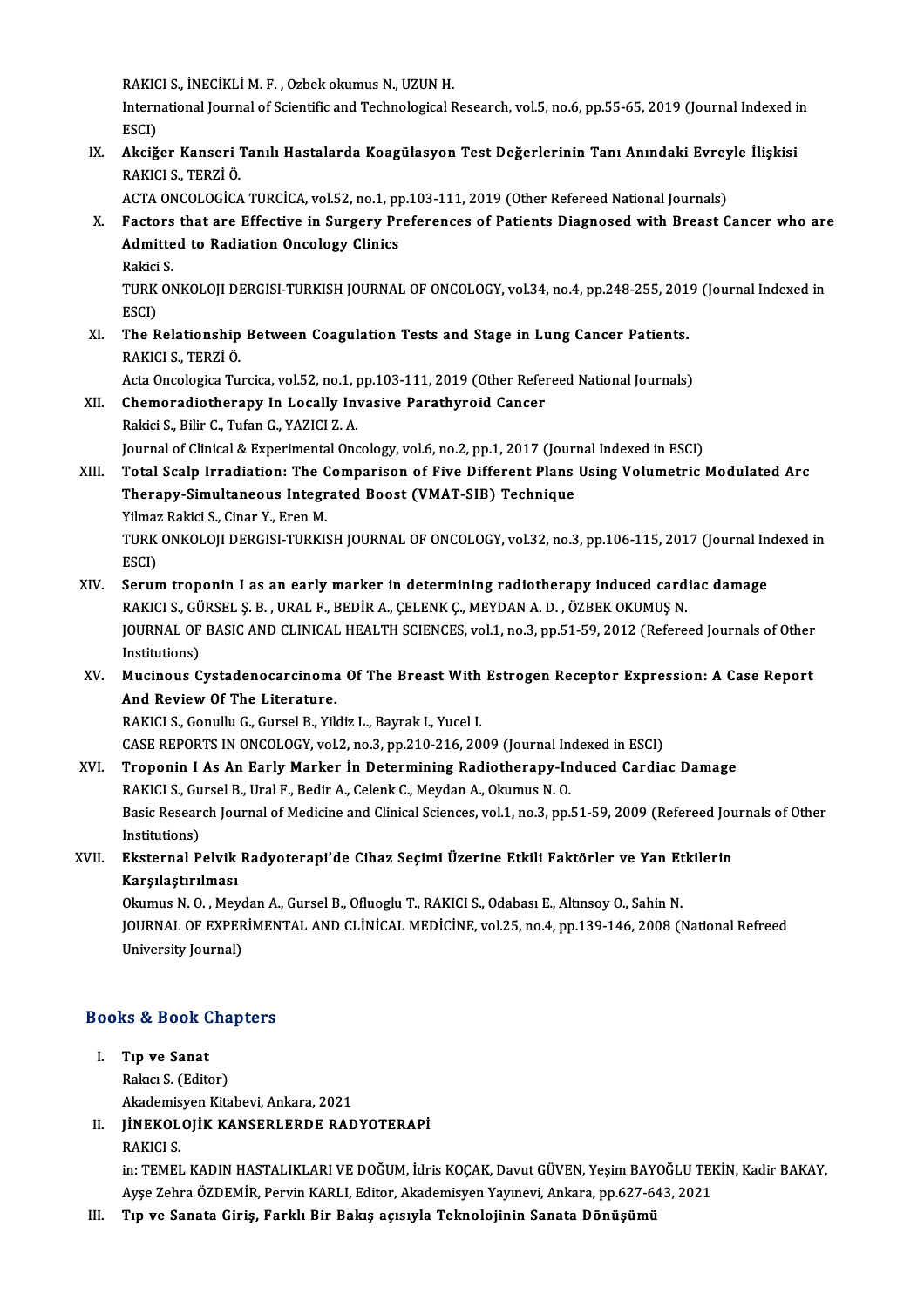RAKICI S., İNECİKLİ M. F. , Ozbek okumus N., UZUN H.
International Journal of Scientific and Technological Research, vol.5, no.6, pp.55-65, 2019 (Journal Indexed in ESCI)

IX. **Akciğer Kanseri Tanılı Hastalarda Koagülasyon Test Değerlerinin Tanı Anındaki Evreyle İlişkisi**
RAKICI S., TERZİ Ö.
ACTA ONCOLOGİCA TURCİCA, vol.52, no.1, pp.103-111, 2019 (Other Refereed National Journals)

X. **Factors that are Effective in Surgery Preferences of Patients Diagnosed with Breast Cancer who are Admitted to Radiation Oncology Clinics**
Rakici S.
TURK ONKOLOJI DERGISI-TURKISH JOURNAL OF ONCOLOGY, vol.34, no.4, pp.248-255, 2019 (Journal Indexed in ESCI)

XI. **The Relationship Between Coagulation Tests and Stage in Lung Cancer Patients.**
RAKICI S., TERZİ Ö.
Acta Oncologica Turcica, vol.52, no.1, pp.103-111, 2019 (Other Refereed National Journals)

XII. **Chemoradiotherapy In Locally Invasive Parathyroid Cancer**
Rakici S., Bilir C., Tufan G., YAZICI Z. A.
Journal of Clinical & Experimental Oncology, vol.6, no.2, pp.1, 2017 (Journal Indexed in ESCI)

XIII. **Total Scalp Irradiation: The Comparison of Five Different Plans Using Volumetric Modulated Arc Therapy-Simultaneous Integrated Boost (VMAT-SIB) Technique**
Yilmaz Rakici S., Cinar Y., Eren M.
TURK ONKOLOJI DERGISI-TURKISH JOURNAL OF ONCOLOGY, vol.32, no.3, pp.106-115, 2017 (Journal Indexed in ESCI)

XIV. **Serum troponin I as an early marker in determining radiotherapy induced cardiac damage**
RAKICI S., GÜRSEL Ş. B. , URAL F., BEDİR A., ÇELENK Ç., MEYDAN A. D. , ÖZBEK OKUMUŞ N.
JOURNAL OF BASIC AND CLINICAL HEALTH SCIENCES, vol.1, no.3, pp.51-59, 2012 (Refereed Journals of Other Institutions)

XV. **Mucinous Cystadenocarcinoma Of The Breast With Estrogen Receptor Expression: A Case Report And Review Of The Literature.**
RAKICI S., Gonullu G., Gursel B., Yildiz L., Bayrak I., Yucel I.
CASE REPORTS IN ONCOLOGY, vol.2, no.3, pp.210-216, 2009 (Journal Indexed in ESCI)

XVI. **Troponin I As An Early Marker İn Determining Radiotherapy-Induced Cardiac Damage**
RAKICI S., Gursel B., Ural F., Bedir A., Celenk C., Meydan A., Okumus N. O.
Basic Research Journal of Medicine and Clinical Sciences, vol.1, no.3, pp.51-59, 2009 (Refereed Journals of Other Institutions)

XVII. **Eksternal Pelvik Radyoterapi'de Cihaz Seçimi Üzerine Etkili Faktörler ve Yan Etkilerin Karşılaştırılması**
Okumus N. O. , Meydan A., Gursel B., Ofluoglu T., RAKICI S., Odabası E., Altınsoy O., Sahin N.
JOURNAL OF EXPERİMENTAL AND CLİNİCAL MEDİCİNE, vol.25, no.4, pp.139-146, 2008 (National Refreed University Journal)

## Books & Book Chapters

I. **Tıp ve Sanat**
Rakıcı S. (Editor)
Akademisyen Kitabevi, Ankara, 2021

II. **JİNEKOLOJİK KANSERLERDE RADYOTERAPİ**
RAKICI S.
in: TEMEL KADIN HASTALIKLARI VE DOĞUM, İdris KOÇAK, Davut GÜVEN, Yeşim BAYOĞLU TEKİN, Kadir BAKAY, Ayşe Zehra ÖZDEMİR, Pervin KARLI, Editor, Akademisyen Yayınevi, Ankara, pp.627-643, 2021

III. **Tıp ve Sanata Giriş, Farklı Bir Bakış açısıyla Teknolojinin Sanata Dönüşümü**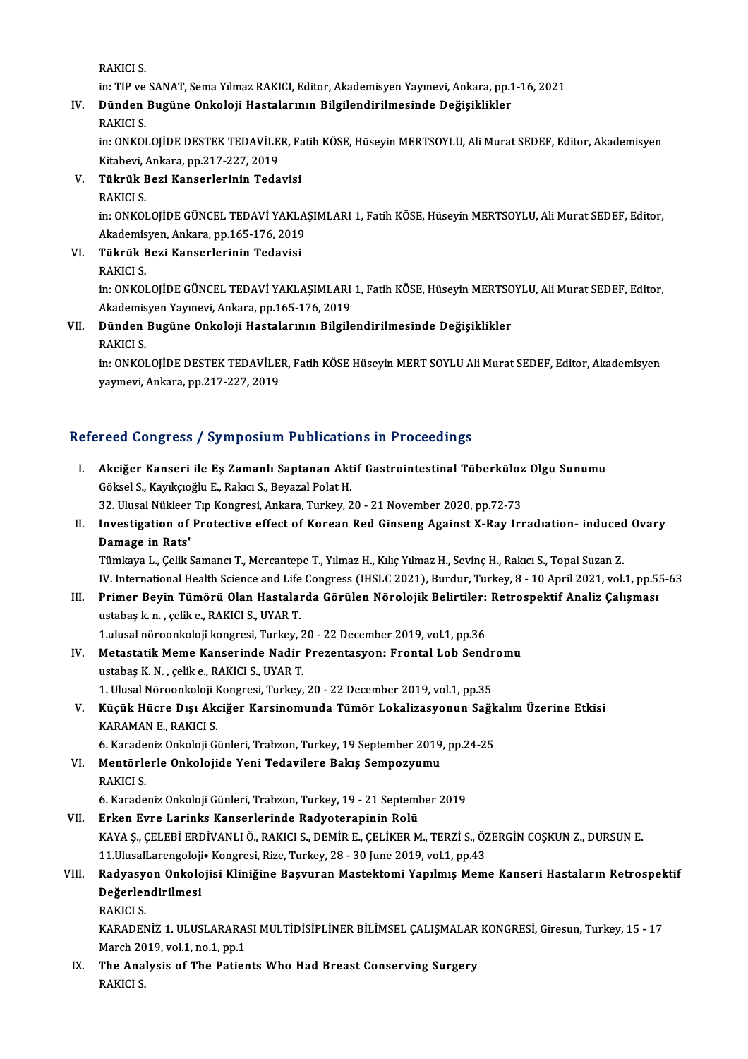RAKICI S.
in: TIP ve SANAT, Sema Yılmaz RAKICI, Editor, Akademisyen Yayınevi, Ankara, pp.1-16, 2021

IV. **Dünden Bugüne Onkoloji Hastalarının Bilgilendirilmesinde Değişiklikler**
RAKICI S.
in: ONKOLOJİDE DESTEK TEDAVİLER, Fatih KÖSE, Hüseyin MERTSOYLU, Ali Murat SEDEF, Editor, Akademisyen Kitabevi, Ankara, pp.217-227, 2019

V. **Tükrük Bezi Kanserlerinin Tedavisi**
RAKICI S.
in: ONKOLOJİDE GÜNCEL TEDAVİ YAKLAŞIMLARI 1, Fatih KÖSE, Hüseyin MERTSOYLU, Ali Murat SEDEF, Editor, Akademisyen, Ankara, pp.165-176, 2019

VI. **Tükrük Bezi Kanserlerinin Tedavisi**
RAKICI S.
in: ONKOLOJİDE GÜNCEL TEDAVİ YAKLAŞIMLARI 1, Fatih KÖSE, Hüseyin MERTSOYLU, Ali Murat SEDEF, Editor, Akademisyen Yayınevi, Ankara, pp.165-176, 2019

VII. **Dünden Bugüne Onkoloji Hastalarının Bilgilendirilmesinde Değişiklikler**
RAKICI S.
in: ONKOLOJİDE DESTEK TEDAVİLER, Fatih KÖSE Hüseyin MERT SOYLU Ali Murat SEDEF, Editor, Akademisyen yayınevi, Ankara, pp.217-227, 2019

## Refereed Congress / Symposium Publications in Proceedings

I. **Akciğer Kanseri ile Eş Zamanlı Saptanan Aktif Gastrointestinal Tüberküloz Olgu Sunumu**
Göksel S., Kayıkçıoğlu E., Rakıcı S., Beyazal Polat H.
32. Ulusal Nükleer Tıp Kongresi, Ankara, Turkey, 20 - 21 November 2020, pp.72-73

II. **Investigation of Protective effect of Korean Red Ginseng Against X-Ray Irradıation- induced Ovary Damage in Rats'**
Tümkaya L., Çelik Samancı T., Mercantepe T., Yılmaz H., Kılıç Yılmaz H., Sevinç H., Rakıcı S., Topal Suzan Z.
IV. International Health Science and Life Congress (IHSLC 2021), Burdur, Turkey, 8 - 10 April 2021, vol.1, pp.55-63

III. **Primer Beyin Tümörü Olan Hastalarda Görülen Nörolojik Belirtiler: Retrospektif Analiz Çalışması**
ustabaş k. n. , çelik e., RAKICI S., UYAR T.
1.ulusal nöroonkoloji kongresi, Turkey, 20 - 22 December 2019, vol.1, pp.36

IV. **Metastatik Meme Kanserinde Nadir Prezentasyon: Frontal Lob Sendromu**
ustabaş K. N. , çelik e., RAKICI S., UYAR T.
1. Ulusal Nöroonkoloji Kongresi, Turkey, 20 - 22 December 2019, vol.1, pp.35

V. **Küçük Hücre Dışı Akciğer Karsinomunda Tümör Lokalizasyonun Sağkalım Üzerine Etkisi**
KARAMAN E., RAKICI S.
6. Karadeniz Onkoloji Günleri, Trabzon, Turkey, 19 September 2019, pp.24-25

VI. **Mentörlerle Onkolojide Yeni Tedavilere Bakış Sempozyumu**
RAKICI S.
6. Karadeniz Onkoloji Günleri, Trabzon, Turkey, 19 - 21 September 2019

VII. **Erken Evre Larinks Kanserlerinde Radyoterapinin Rolü**
KAYA Ş., ÇELEBİ ERDİVANLI Ö., RAKICI S., DEMİR E., ÇELİKER M., TERZİ S., ÖZERGİN COŞKUN Z., DURSUN E.
11.UlusalLarengoloji• Kongresi, Rize, Turkey, 28 - 30 June 2019, vol.1, pp.43

VIII. **Radyasyon Onkolojisi Kliniğine Başvuran Mastektomi Yapılmış Meme Kanseri Hastaların Retrospektif Değerlendirilmesi**
RAKICI S.
KARADENİZ 1. ULUSLARARASI MULTİDİSİPLİNER BİLİMSEL ÇALIŞMALAR KONGRESİ, Giresun, Turkey, 15 - 17 March 2019, vol.1, no.1, pp.1

IX. **The Analysis of The Patients Who Had Breast Conserving Surgery**
RAKICI S.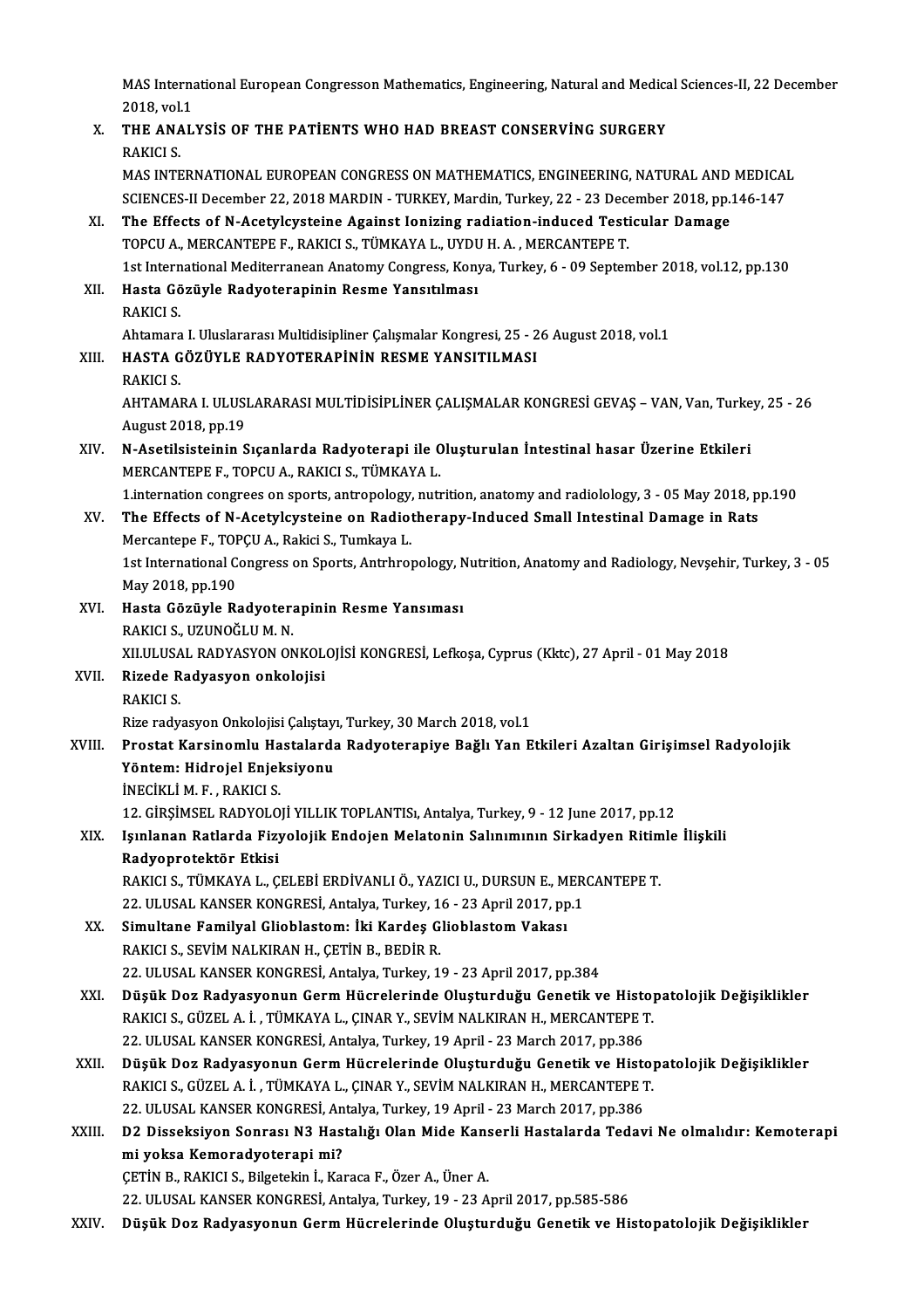MAS International European Congresson Mathematics, Engineering, Natural and Medical Sciences-II, 22 December 2018, vol.1

X. **THE ANALYSİS OF THE PATİENTS WHO HAD BREAST CONSERVİNG SURGERY**
RAKICI S.
MAS INTERNATIONAL EUROPEAN CONGRESS ON MATHEMATICS, ENGINEERING, NATURAL AND MEDICAL SCIENCES-II December 22, 2018 MARDIN - TURKEY, Mardin, Turkey, 22 - 23 December 2018, pp.146-147

XI. **The Effects of N-Acetylcysteine Against Ionizing radiation-induced Testicular Damage**
TOPCU A., MERCANTEPE F., RAKICI S., TÜMKAYA L., UYDU H. A. , MERCANTEPE T.
1st International Mediterranean Anatomy Congress, Konya, Turkey, 6 - 09 September 2018, vol.12, pp.130

XII. **Hasta Gözüyle Radyoterapinin Resme Yansıtılması**
RAKICI S.
Ahtamara I. Uluslararası Multidisipliner Çalışmalar Kongresi, 25 - 26 August 2018, vol.1

XIII. **HASTA GÖZÜYLE RADYOTERAPİNİN RESME YANSITILMASI**
RAKICI S.
AHTAMARA I. ULUSLARARASI MULTİDİSİPLİNER ÇALIŞMALAR KONGRESİ GEVAŞ – VAN, Van, Turkey, 25 - 26 August 2018, pp.19

XIV. **N-Asetilsisteinin Sıçanlarda Radyoterapi ile Oluşturulan İntestinal hasar Üzerine Etkileri**
MERCANTEPE F., TOPCU A., RAKICI S., TÜMKAYA L.
1.internation congrees on sports, antropology, nutrition, anatomy and radiolology, 3 - 05 May 2018, pp.190

XV. **The Effects of N-Acetylcysteine on Radiotherapy-Induced Small Intestinal Damage in Rats**
Mercantepe F., TOPÇU A., Rakici S., Tumkaya L.
1st International Congress on Sports, Antrhropology, Nutrition, Anatomy and Radiology, Nevşehir, Turkey, 3 - 05 May 2018, pp.190

XVI. **Hasta Gözüyle Radyoterapinin Resme Yansıması**
RAKICI S., UZUNOĞLU M. N.
XII.ULUSAL RADYASYON ONKOLOJİSİ KONGRESİ, Lefkoşa, Cyprus (Kktc), 27 April - 01 May 2018

XVII. **Rizede Radyasyon onkolojisi**
RAKICI S.
Rize radyasyon Onkolojisi Çalıştayı, Turkey, 30 March 2018, vol.1

XVIII. **Prostat Karsinomlu Hastalarda Radyoterapiye Bağlı Yan Etkileri Azaltan Girişimsel Radyolojik Yöntem: Hidrojel Enjeksiyonu**
İNECİKLİ M. F. , RAKICI S.
12. GİRŞİMSEL RADYOLOJİ YILLIK TOPLANTISı, Antalya, Turkey, 9 - 12 June 2017, pp.12

XIX. **Işınlanan Ratlarda Fizyolojik Endojen Melatonin Salınımının Sirkadyen Ritimle İlişkili Radyoprotektör Etkisi**
RAKICI S., TÜMKAYA L., ÇELEBİ ERDİVANLI Ö., YAZICI U., DURSUN E., MERCANTEPE T.
22. ULUSAL KANSER KONGRESİ, Antalya, Turkey, 16 - 23 April 2017, pp.1

XX. **Simultane Familyal Glioblastom: İki Kardeş Glioblastom Vakası**
RAKICI S., SEVİM NALKIRAN H., ÇETİN B., BEDİR R.
22. ULUSAL KANSER KONGRESİ, Antalya, Turkey, 19 - 23 April 2017, pp.384

XXI. **Düşük Doz Radyasyonun Germ Hücrelerinde Oluşturduğu Genetik ve Histopatolojik Değişiklikler**
RAKICI S., GÜZEL A. İ. , TÜMKAYA L., ÇINAR Y., SEVİM NALKIRAN H., MERCANTEPE T.
22. ULUSAL KANSER KONGRESİ, Antalya, Turkey, 19 April - 23 March 2017, pp.386

XXII. **Düşük Doz Radyasyonun Germ Hücrelerinde Oluşturduğu Genetik ve Histopatolojik Değişiklikler**
RAKICI S., GÜZEL A. İ. , TÜMKAYA L., ÇINAR Y., SEVİM NALKIRAN H., MERCANTEPE T.
22. ULUSAL KANSER KONGRESİ, Antalya, Turkey, 19 April - 23 March 2017, pp.386

XXIII. **D2 Disseksiyon Sonrası N3 Hastalığı Olan Mide Kanserli Hastalarda Tedavi Ne olmalıdır: Kemoterapi mi yoksa Kemoradyoterapi mi?**
ÇETİN B., RAKICI S., Bilgetekin İ., Karaca F., Özer A., Üner A.
22. ULUSAL KANSER KONGRESİ, Antalya, Turkey, 19 - 23 April 2017, pp.585-586

XXIV. **Düşük Doz Radyasyonun Germ Hücrelerinde Oluşturduğu Genetik ve Histopatolojik Değişiklikler**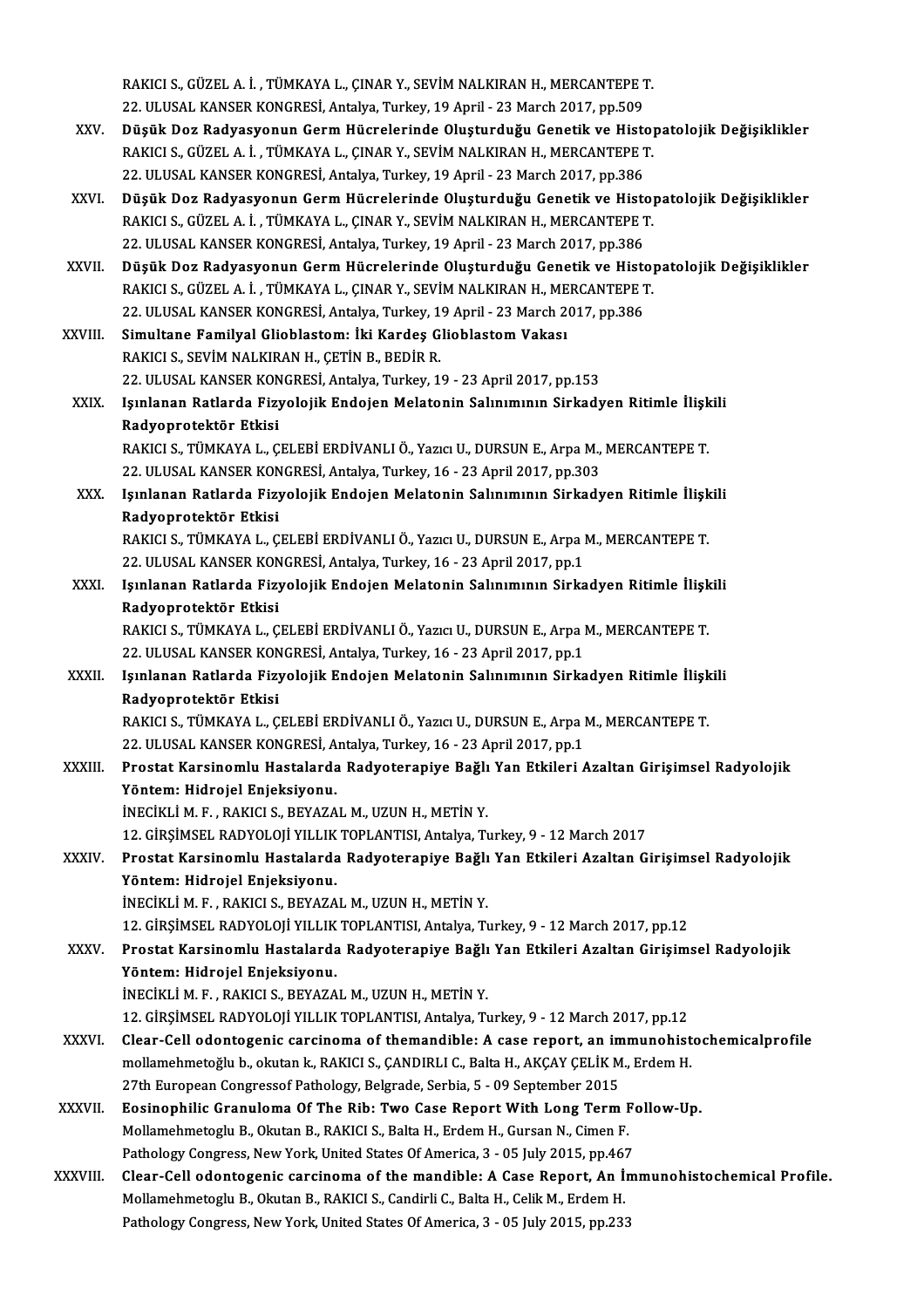RAKICI S., GÜZEL A. İ. , TÜMKAYA L., ÇINAR Y., SEVİM NALKIRAN H., MERCANTEPE T.
22. ULUSAL KANSER KONGRESİ, Antalya, Turkey, 19 April - 23 March 2017, pp.509

XXV. **Düşük Doz Radyasyonun Germ Hücrelerinde Oluşturduğu Genetik ve Histopatolojik Değişiklikler**
RAKICI S., GÜZEL A. İ. , TÜMKAYA L., ÇINAR Y., SEVİM NALKIRAN H., MERCANTEPE T.
22. ULUSAL KANSER KONGRESİ, Antalya, Turkey, 19 April - 23 March 2017, pp.386

XXVI. **Düşük Doz Radyasyonun Germ Hücrelerinde Oluşturduğu Genetik ve Histopatolojik Değişiklikler**
RAKICI S., GÜZEL A. İ. , TÜMKAYA L., ÇINAR Y., SEVİM NALKIRAN H., MERCANTEPE T.
22. ULUSAL KANSER KONGRESİ, Antalya, Turkey, 19 April - 23 March 2017, pp.386

XXVII. **Düşük Doz Radyasyonun Germ Hücrelerinde Oluşturduğu Genetik ve Histopatolojik Değişiklikler**
RAKICI S., GÜZEL A. İ. , TÜMKAYA L., ÇINAR Y., SEVİM NALKIRAN H., MERCANTEPE T.
22. ULUSAL KANSER KONGRESİ, Antalya, Turkey, 19 April - 23 March 2017, pp.386

XXVIII. **Simultane Familyal Glioblastom: İki Kardeş Glioblastom Vakası**
RAKICI S., SEVİM NALKIRAN H., ÇETİN B., BEDİR R.
22. ULUSAL KANSER KONGRESİ, Antalya, Turkey, 19 - 23 April 2017, pp.153

XXIX. **Işınlanan Ratlarda Fizyolojik Endojen Melatonin Salınımının Sirkadyen Ritimle İlişkili Radyoprotektör Etkisi**
RAKICI S., TÜMKAYA L., ÇELEBİ ERDİVANLI Ö., Yazıcı U., DURSUN E., Arpa M., MERCANTEPE T.
22. ULUSAL KANSER KONGRESİ, Antalya, Turkey, 16 - 23 April 2017, pp.303

XXX. **Işınlanan Ratlarda Fizyolojik Endojen Melatonin Salınımının Sirkadyen Ritimle İlişkili Radyoprotektör Etkisi**
RAKICI S., TÜMKAYA L., ÇELEBİ ERDİVANLI Ö., Yazıcı U., DURSUN E., Arpa M., MERCANTEPE T.
22. ULUSAL KANSER KONGRESİ, Antalya, Turkey, 16 - 23 April 2017, pp.1

XXXI. **Işınlanan Ratlarda Fizyolojik Endojen Melatonin Salınımının Sirkadyen Ritimle İlişkili Radyoprotektör Etkisi**
RAKICI S., TÜMKAYA L., ÇELEBİ ERDİVANLI Ö., Yazıcı U., DURSUN E., Arpa M., MERCANTEPE T.
22. ULUSAL KANSER KONGRESİ, Antalya, Turkey, 16 - 23 April 2017, pp.1

XXXII. **Işınlanan Ratlarda Fizyolojik Endojen Melatonin Salınımının Sirkadyen Ritimle İlişkili Radyoprotektör Etkisi**
RAKICI S., TÜMKAYA L., ÇELEBİ ERDİVANLI Ö., Yazıcı U., DURSUN E., Arpa M., MERCANTEPE T.
22. ULUSAL KANSER KONGRESİ, Antalya, Turkey, 16 - 23 April 2017, pp.1

XXXIII. **Prostat Karsinomlu Hastalarda Radyoterapiye Bağlı Yan Etkileri Azaltan Girişimsel Radyolojik Yöntem: Hidrojel Enjeksiyonu.**
İNECİKLİ M. F. , RAKICI S., BEYAZAL M., UZUN H., METİN Y.
12. GİRŞİMSEL RADYOLOJİ YILLIK TOPLANTISI, Antalya, Turkey, 9 - 12 March 2017

XXXIV. **Prostat Karsinomlu Hastalarda Radyoterapiye Bağlı Yan Etkileri Azaltan Girişimsel Radyolojik Yöntem: Hidrojel Enjeksiyonu.**
İNECİKLİ M. F. , RAKICI S., BEYAZAL M., UZUN H., METİN Y.
12. GİRŞİMSEL RADYOLOJİ YILLIK TOPLANTISI, Antalya, Turkey, 9 - 12 March 2017, pp.12

XXXV. **Prostat Karsinomlu Hastalarda Radyoterapiye Bağlı Yan Etkileri Azaltan Girişimsel Radyolojik Yöntem: Hidrojel Enjeksiyonu.**
İNECİKLİ M. F. , RAKICI S., BEYAZAL M., UZUN H., METİN Y.
12. GİRŞİMSEL RADYOLOJİ YILLIK TOPLANTISI, Antalya, Turkey, 9 - 12 March 2017, pp.12

XXXVI. **Clear-Cell odontogenic carcinoma of themandible: A case report, an immunohistochemicalprofile**
mollamehmetoğlu b., okutan k., RAKICI S., ÇANDIRLI C., Balta H., AKÇAY ÇELİK M., Erdem H.
27th European Congressof Pathology, Belgrade, Serbia, 5 - 09 September 2015

XXXVII. **Eosinophilic Granuloma Of The Rib: Two Case Report With Long Term Follow-Up.**
Mollamehmetoglu B., Okutan B., RAKICI S., Balta H., Erdem H., Gursan N., Cimen F.
Pathology Congress, New York, United States Of America, 3 - 05 July 2015, pp.467

XXXVIII. **Clear-Cell odontogenic carcinoma of the mandible: A Case Report, An İmmunohistochemical Profile.**
Mollamehmetoglu B., Okutan B., RAKICI S., Candirli C., Balta H., Celik M., Erdem H.
Pathology Congress, New York, United States Of America, 3 - 05 July 2015, pp.233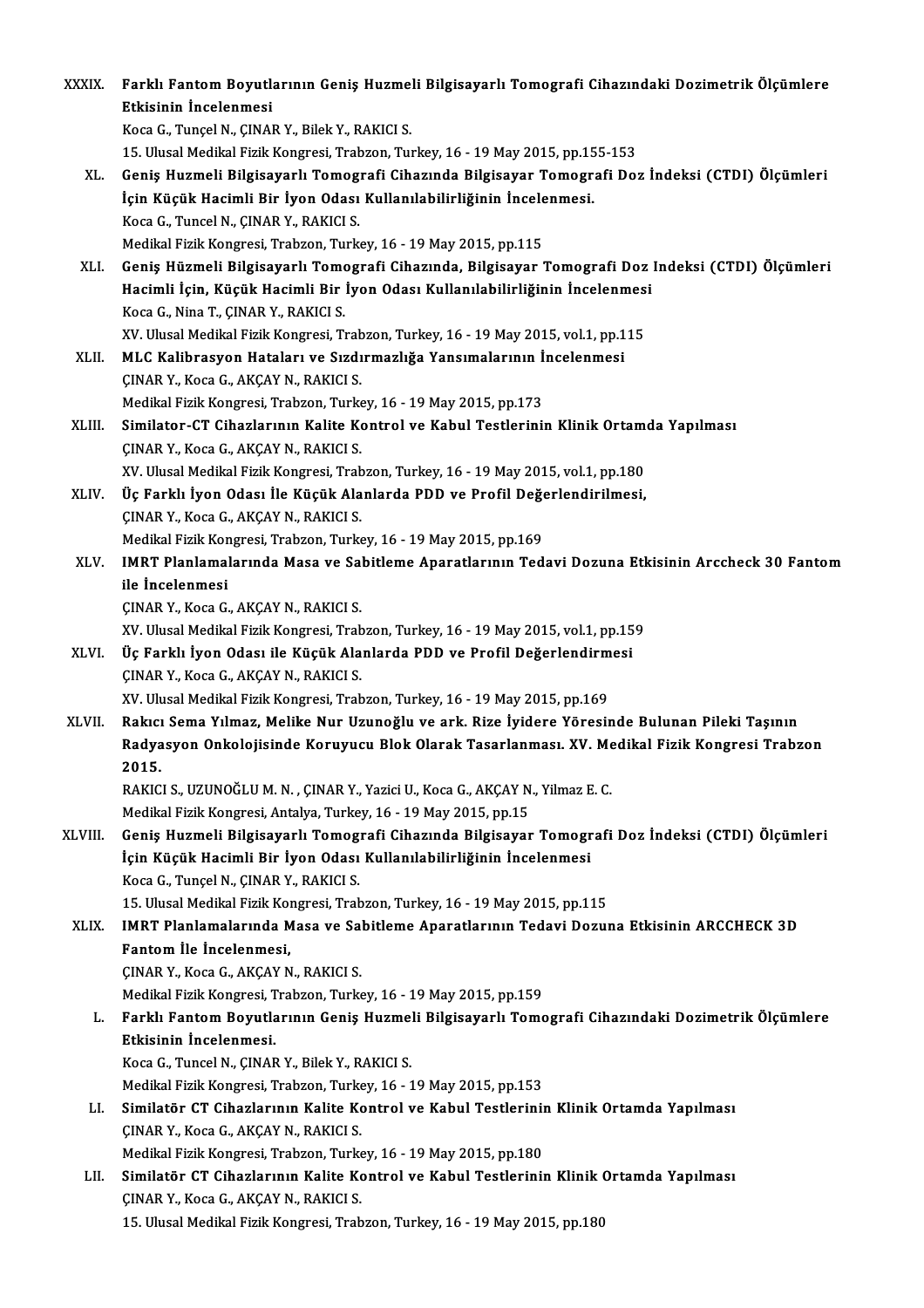XXXIX. **Farklı Fantom Boyutlarının Geniş Huzmeli Bilgisayarlı Tomografi Cihazındaki Dozimetrik Ölçümlere Etkisinin İncelenmesi**
Koca G., Tunçel N., ÇINAR Y., Bilek Y., RAKICI S.
15. Ulusal Medikal Fizik Kongresi, Trabzon, Turkey, 16 - 19 May 2015, pp.155-153

XL. **Geniş Huzmeli Bilgisayarlı Tomografi Cihazında Bilgisayar Tomografi Doz İndeksi (CTDI) Ölçümleri İçin Küçük Hacimli Bir İyon Odası Kullanılabilirliğinin İncelenmesi.**
Koca G., Tuncel N., ÇINAR Y., RAKICI S.
Medikal Fizik Kongresi, Trabzon, Turkey, 16 - 19 May 2015, pp.115

XLI. **Geniş Hüzmeli Bilgisayarlı Tomografi Cihazında, Bilgisayar Tomografi Doz Indeksi (CTDI) Ölçümleri Hacimli İçin, Küçük Hacimli Bir İyon Odası Kullanılabilirliğinin İncelenmesi**
Koca G., Nina T., ÇINAR Y., RAKICI S.
XV. Ulusal Medikal Fizik Kongresi, Trabzon, Turkey, 16 - 19 May 2015, vol.1, pp.115

XLII. **MLC Kalibrasyon Hataları ve Sızdırmazlığa Yansımalarının İncelenmesi**
ÇINAR Y., Koca G., AKÇAY N., RAKICI S.
Medikal Fizik Kongresi, Trabzon, Turkey, 16 - 19 May 2015, pp.173

XLIII. **Similator-CT Cihazlarının Kalite Kontrol ve Kabul Testlerinin Klinik Ortamda Yapılması**
ÇINAR Y., Koca G., AKÇAY N., RAKICI S.
XV. Ulusal Medikal Fizik Kongresi, Trabzon, Turkey, 16 - 19 May 2015, vol.1, pp.180

XLIV. **Üç Farklı İyon Odası İle Küçük Alanlarda PDD ve Profil Değerlendirilmesi,**
ÇINAR Y., Koca G., AKÇAY N., RAKICI S.
Medikal Fizik Kongresi, Trabzon, Turkey, 16 - 19 May 2015, pp.169

XLV. **IMRT Planlamalarında Masa ve Sabitleme Aparatlarının Tedavi Dozuna Etkisinin Arccheck 30 Fantom ile İncelenmesi**
ÇINAR Y., Koca G., AKÇAY N., RAKICI S.
XV. Ulusal Medikal Fizik Kongresi, Trabzon, Turkey, 16 - 19 May 2015, vol.1, pp.159

XLVI. **Üç Farklı İyon Odası ile Küçük Alanlarda PDD ve Profil Değerlendirmesi**
ÇINAR Y., Koca G., AKÇAY N., RAKICI S.
XV. Ulusal Medikal Fizik Kongresi, Trabzon, Turkey, 16 - 19 May 2015, pp.169

XLVII. **Rakıcı Sema Yılmaz, Melike Nur Uzunoğlu ve ark. Rize İyidere Yöresinde Bulunan Pileki Taşının Radyasyon Onkolojisinde Koruyucu Blok Olarak Tasarlanması. XV. Medikal Fizik Kongresi Trabzon 2015.**
RAKICI S., UZUNOĞLU M. N. , ÇINAR Y., Yazici U., Koca G., AKÇAY N., Yilmaz E. C.
Medikal Fizik Kongresi, Antalya, Turkey, 16 - 19 May 2015, pp.15

XLVIII. **Geniş Huzmeli Bilgisayarlı Tomografi Cihazında Bilgisayar Tomografi Doz İndeksi (CTDI) Ölçümleri İçin Küçük Hacimli Bir İyon Odası Kullanılabilirliğinin İncelenmesi**
Koca G., Tunçel N., ÇINAR Y., RAKICI S.
15. Ulusal Medikal Fizik Kongresi, Trabzon, Turkey, 16 - 19 May 2015, pp.115

XLIX. **IMRT Planlamalarında Masa ve Sabitleme Aparatlarının Tedavi Dozuna Etkisinin ARCCHECK 3D Fantom İle İncelenmesi,**
ÇINAR Y., Koca G., AKÇAY N., RAKICI S.
Medikal Fizik Kongresi, Trabzon, Turkey, 16 - 19 May 2015, pp.159

L. **Farklı Fantom Boyutlarının Geniş Huzmeli Bilgisayarlı Tomografi Cihazındaki Dozimetrik Ölçümlere Etkisinin İncelenmesi.**
Koca G., Tuncel N., ÇINAR Y., Bilek Y., RAKICI S.
Medikal Fizik Kongresi, Trabzon, Turkey, 16 - 19 May 2015, pp.153

LI. **Similatör CT Cihazlarının Kalite Kontrol ve Kabul Testlerinin Klinik Ortamda Yapılması**
ÇINAR Y., Koca G., AKÇAY N., RAKICI S.
Medikal Fizik Kongresi, Trabzon, Turkey, 16 - 19 May 2015, pp.180

LII. **Similatör CT Cihazlarının Kalite Kontrol ve Kabul Testlerinin Klinik Ortamda Yapılması**
ÇINAR Y., Koca G., AKÇAY N., RAKICI S.
15. Ulusal Medikal Fizik Kongresi, Trabzon, Turkey, 16 - 19 May 2015, pp.180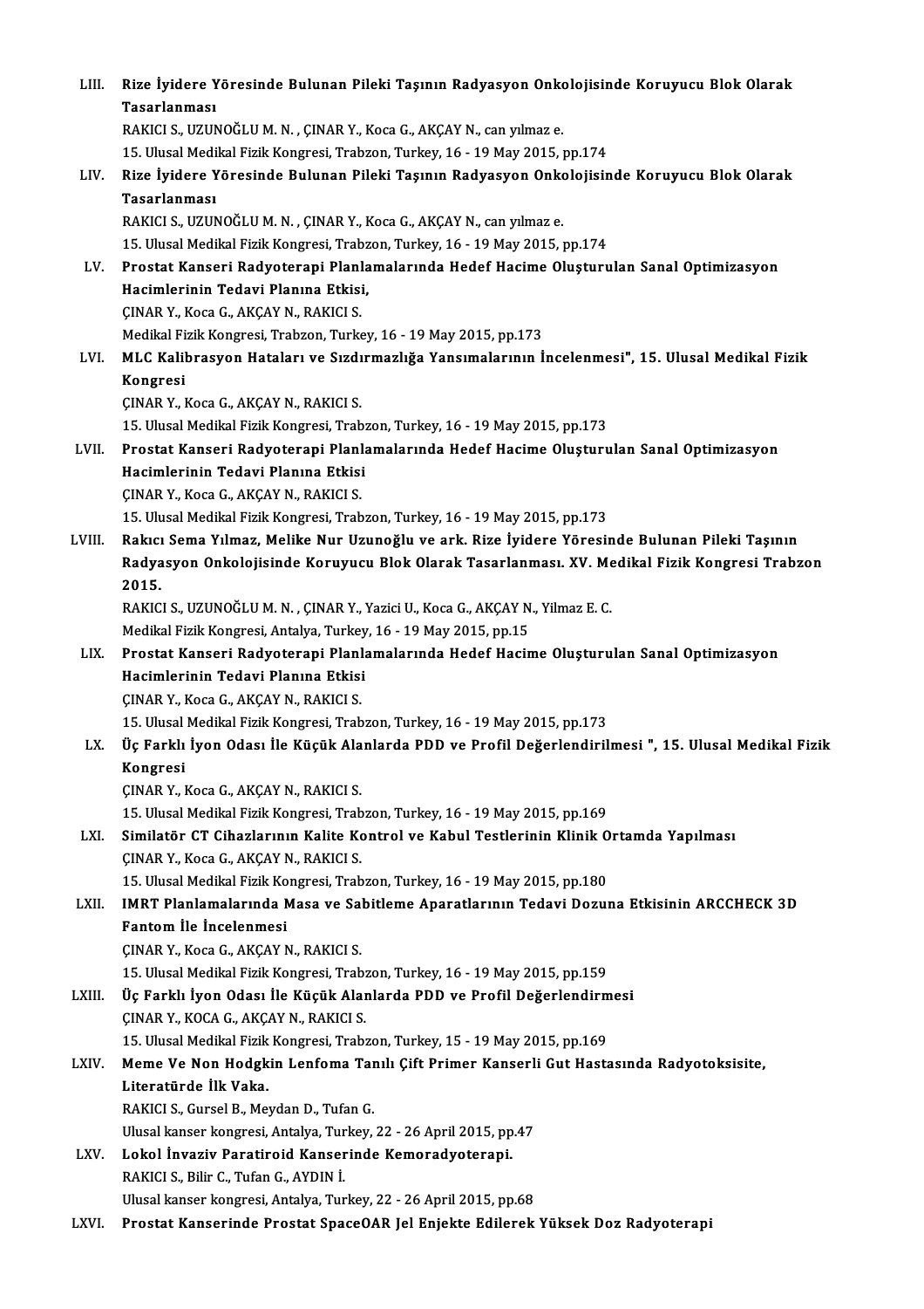LIII. **Rize İyidere Yöresinde Bulunan Pileki Taşının Radyasyon Onkolojisinde Koruyucu Blok Olarak Tasarlanması**
RAKICI S., UZUNOĞLU M. N. , ÇINAR Y., Koca G., AKÇAY N., can yılmaz e.
15. Ulusal Medikal Fizik Kongresi, Trabzon, Turkey, 16 - 19 May 2015, pp.174

LIV. **Rize İyidere Yöresinde Bulunan Pileki Taşının Radyasyon Onkolojisinde Koruyucu Blok Olarak Tasarlanması**
RAKICI S., UZUNOĞLU M. N. , ÇINAR Y., Koca G., AKÇAY N., can yılmaz e.
15. Ulusal Medikal Fizik Kongresi, Trabzon, Turkey, 16 - 19 May 2015, pp.174

LV. **Prostat Kanseri Radyoterapi Planlamalarında Hedef Hacime Oluşturulan Sanal Optimizasyon Hacimlerinin Tedavi Planına Etkisi,**
ÇINAR Y., Koca G., AKÇAY N., RAKICI S.
Medikal Fizik Kongresi, Trabzon, Turkey, 16 - 19 May 2015, pp.173

LVI. **MLC Kalibrasyon Hataları ve Sızdırmazlığa Yansımalarının İncelenmesi", 15. Ulusal Medikal Fizik Kongresi**
ÇINAR Y., Koca G., AKÇAY N., RAKICI S.
15. Ulusal Medikal Fizik Kongresi, Trabzon, Turkey, 16 - 19 May 2015, pp.173

LVII. **Prostat Kanseri Radyoterapi Planlamalarında Hedef Hacime Oluşturulan Sanal Optimizasyon Hacimlerinin Tedavi Planına Etkisi**
ÇINAR Y., Koca G., AKÇAY N., RAKICI S.
15. Ulusal Medikal Fizik Kongresi, Trabzon, Turkey, 16 - 19 May 2015, pp.173

LVIII. **Rakıcı Sema Yılmaz, Melike Nur Uzunoğlu ve ark. Rize İyidere Yöresinde Bulunan Pileki Taşının Radyasyon Onkolojisinde Koruyucu Blok Olarak Tasarlanması. XV. Medikal Fizik Kongresi Trabzon 2015.**
RAKICI S., UZUNOĞLU M. N. , ÇINAR Y., Yazici U., Koca G., AKÇAY N., Yilmaz E. C.
Medikal Fizik Kongresi, Antalya, Turkey, 16 - 19 May 2015, pp.15

LIX. **Prostat Kanseri Radyoterapi Planlamalarında Hedef Hacime Oluşturulan Sanal Optimizasyon Hacimlerinin Tedavi Planına Etkisi**
ÇINAR Y., Koca G., AKÇAY N., RAKICI S.
15. Ulusal Medikal Fizik Kongresi, Trabzon, Turkey, 16 - 19 May 2015, pp.173

LX. **Üç Farklı İyon Odası İle Küçük Alanlarda PDD ve Profil Değerlendirilmesi ", 15. Ulusal Medikal Fizik Kongresi**
ÇINAR Y., Koca G., AKÇAY N., RAKICI S.
15. Ulusal Medikal Fizik Kongresi, Trabzon, Turkey, 16 - 19 May 2015, pp.169

LXI. **Similatör CT Cihazlarının Kalite Kontrol ve Kabul Testlerinin Klinik Ortamda Yapılması**
ÇINAR Y., Koca G., AKÇAY N., RAKICI S.
15. Ulusal Medikal Fizik Kongresi, Trabzon, Turkey, 16 - 19 May 2015, pp.180

LXII. **IMRT Planlamalarında Masa ve Sabitleme Aparatlarının Tedavi Dozuna Etkisinin ARCCHECK 3D Fantom İle İncelenmesi**
ÇINAR Y., Koca G., AKÇAY N., RAKICI S.
15. Ulusal Medikal Fizik Kongresi, Trabzon, Turkey, 16 - 19 May 2015, pp.159

LXIII. **Üç Farklı İyon Odası İle Küçük Alanlarda PDD ve Profil Değerlendirmesi**
ÇINAR Y., KOCA G., AKÇAY N., RAKICI S.
15. Ulusal Medikal Fizik Kongresi, Trabzon, Turkey, 15 - 19 May 2015, pp.169

LXIV. **Meme Ve Non Hodgkin Lenfoma Tanılı Çift Primer Kanserli Gut Hastasında Radyotoksisite, Literatürde İlk Vaka.**
RAKICI S., Gursel B., Meydan D., Tufan G.
Ulusal kanser kongresi, Antalya, Turkey, 22 - 26 April 2015, pp.47

LXV. **Lokol İnvaziv Paratiroid Kanserinde Kemoradyoterapi.**
RAKICI S., Bilir C., Tufan G., AYDIN İ.
Ulusal kanser kongresi, Antalya, Turkey, 22 - 26 April 2015, pp.68

LXVI. **Prostat Kanserinde Prostat SpaceOAR Jel Enjekte Edilerek Yüksek Doz Radyoterapi**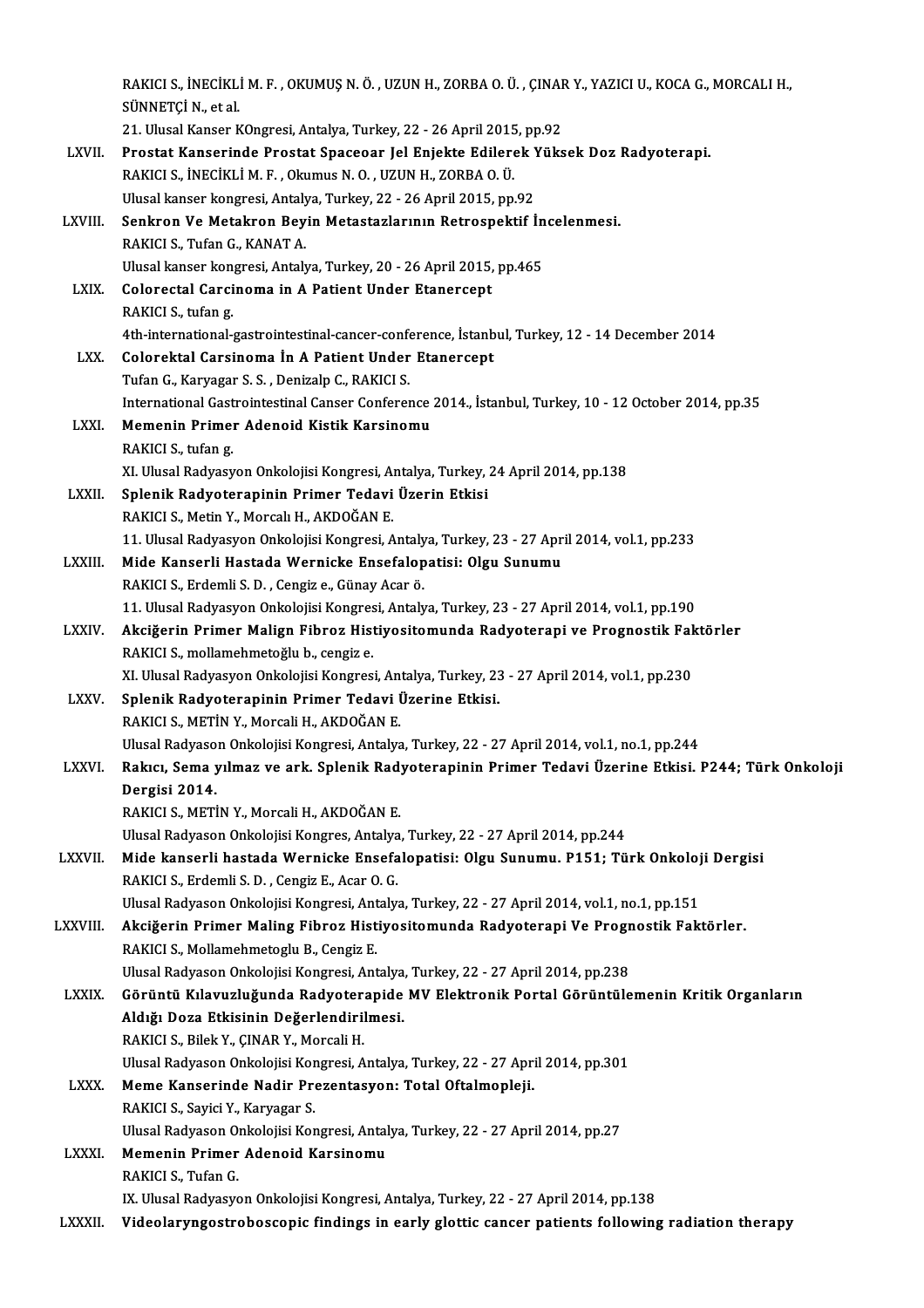RAKICI S., İNECİKLİ M. F. , OKUMUŞ N. Ö. , UZUN H., ZORBA O. Ü. , ÇINAR Y., YAZICI U., KOCA G., MORCALI H., SÜNNETÇİ N., et al.
21. Ulusal Kanser KOngresi, Antalya, Turkey, 22 - 26 April 2015, pp.92

LXVII. **Prostat Kanserinde Prostat Spaceoar Jel Enjekte Edilerek Yüksek Doz Radyoterapi.**
RAKICI S., İNECİKLİ M. F. , Okumus N. O. , UZUN H., ZORBA O. Ü.
Ulusal kanser kongresi, Antalya, Turkey, 22 - 26 April 2015, pp.92

LXVIII. **Senkron Ve Metakron Beyin Metastazlarının Retrospektif İncelenmesi.**
RAKICI S., Tufan G., KANAT A.
Ulusal kanser kongresi, Antalya, Turkey, 20 - 26 April 2015, pp.465

LXIX. **Colorectal Carcinoma in A Patient Under Etanercept**
RAKICI S., tufan g.
4th-international-gastrointestinal-cancer-conference, İstanbul, Turkey, 12 - 14 December 2014

LXX. **Colorektal Carsinoma İn A Patient Under Etanercept**
Tufan G., Karyagar S. S. , Denizalp C., RAKICI S.
International Gastrointestinal Canser Conference 2014., İstanbul, Turkey, 10 - 12 October 2014, pp.35

LXXI. **Memenin Primer Adenoid Kistik Karsinomu**
RAKICI S., tufan g.
XI. Ulusal Radyasyon Onkolojisi Kongresi, Antalya, Turkey, 24 April 2014, pp.138

LXXII. **Splenik Radyoterapinin Primer Tedavi Üzerin Etkisi**
RAKICI S., Metin Y., Morcalı H., AKDOĞAN E.
11. Ulusal Radyasyon Onkolojisi Kongresi, Antalya, Turkey, 23 - 27 April 2014, vol.1, pp.233

LXXIII. **Mide Kanserli Hastada Wernicke Ensefalopatisi: Olgu Sunumu**
RAKICI S., Erdemli S. D. , Cengiz e., Günay Acar ö.
11. Ulusal Radyasyon Onkolojisi Kongresi, Antalya, Turkey, 23 - 27 April 2014, vol.1, pp.190

LXXIV. **Akciğerin Primer Malign Fibroz Histiyositomunda Radyoterapi ve Prognostik Faktörler**
RAKICI S., mollamehmetoğlu b., cengiz e.
XI. Ulusal Radyasyon Onkolojisi Kongresi, Antalya, Turkey, 23 - 27 April 2014, vol.1, pp.230

LXXV. **Splenik Radyoterapinin Primer Tedavi Üzerine Etkisi.**
RAKICI S., METİN Y., Morcali H., AKDOĞAN E.
Ulusal Radyason Onkolojisi Kongresi, Antalya, Turkey, 22 - 27 April 2014, vol.1, no.1, pp.244

LXXVI. **Rakıcı, Sema yılmaz ve ark. Splenik Radyoterapinin Primer Tedavi Üzerine Etkisi. P244; Türk Onkoloji Dergisi 2014.**
RAKICI S., METİN Y., Morcali H., AKDOĞAN E.
Ulusal Radyason Onkolojisi Kongres, Antalya, Turkey, 22 - 27 April 2014, pp.244

LXXVII. **Mide kanserli hastada Wernicke Ensefalopatisi: Olgu Sunumu. P151; Türk Onkoloji Dergisi**
RAKICI S., Erdemli S. D. , Cengiz E., Acar O. G.
Ulusal Radyason Onkolojisi Kongresi, Antalya, Turkey, 22 - 27 April 2014, vol.1, no.1, pp.151

LXXVIII. **Akciğerin Primer Maling Fibroz Histiyositomunda Radyoterapi Ve Prognostik Faktörler.**
RAKICI S., Mollamehmetoglu B., Cengiz E.
Ulusal Radyason Onkolojisi Kongresi, Antalya, Turkey, 22 - 27 April 2014, pp.238

LXXIX. **Görüntü Kılavuzluğunda Radyoterapide MV Elektronik Portal Görüntülemenin Kritik Organların Aldığı Doza Etkisinin Değerlendirilmesi.**
RAKICI S., Bilek Y., ÇINAR Y., Morcali H.
Ulusal Radyason Onkolojisi Kongresi, Antalya, Turkey, 22 - 27 April 2014, pp.301

LXXX. **Meme Kanserinde Nadir Prezentasyon: Total Oftalmopleji.**
RAKICI S., Sayici Y., Karyagar S.
Ulusal Radyason Onkolojisi Kongresi, Antalya, Turkey, 22 - 27 April 2014, pp.27

LXXXI. **Memenin Primer Adenoid Karsinomu**
RAKICI S., Tufan G.
IX. Ulusal Radyasyon Onkolojisi Kongresi, Antalya, Turkey, 22 - 27 April 2014, pp.138

LXXXII. **Videolaryngostroboscopic findings in early glottic cancer patients following radiation therapy**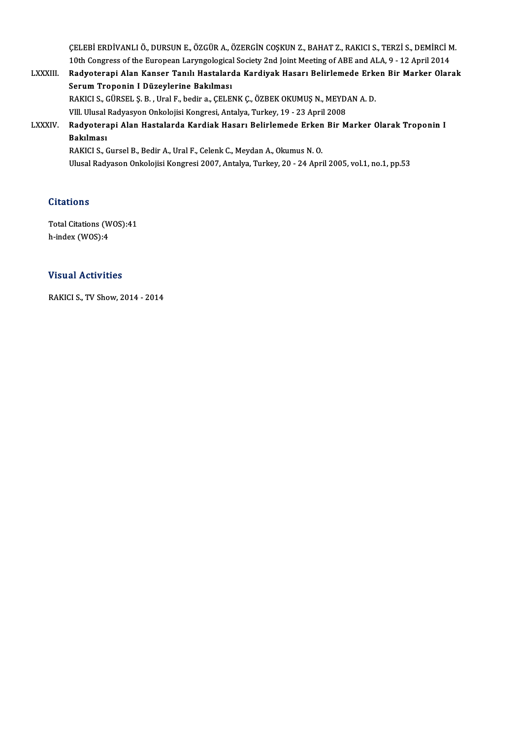ÇELEBİ ERDİVANLI Ö., DURSUN E., ÖZGÜR A., ÖZERGİN COŞKUN Z., BAHAT Z., RAKICI S., TERZİ S., DEMİRCİ M.
10th Congress of the European Laryngological Society 2nd Joint Meeting of ABE and ALA, 9 - 12 April 2014

LXXXIII. **Radyoterapi Alan Kanser Tanılı Hastalarda Kardiyak Hasarı Belirlemede Erken Bir Marker Olarak Serum Troponin I Düzeylerine Bakılması**
RAKICI S., GÜRSEL Ş. B. , Ural F., bedir a., ÇELENK Ç., ÖZBEK OKUMUŞ N., MEYDAN A. D.
VIll. Ulusal Radyasyon Onkolojisi Kongresi, Antalya, Turkey, 19 - 23 April 2008

LXXXIV. **Radyoterapi Alan Hastalarda Kardiak Hasarı Belirlemede Erken Bir Marker Olarak Troponin I Bakılması**
RAKICI S., Gursel B., Bedir A., Ural F., Celenk C., Meydan A., Okumus N. O.
Ulusal Radyason Onkolojisi Kongresi 2007, Antalya, Turkey, 20 - 24 April 2005, vol.1, no.1, pp.53

## Citations

Total Citations (WOS):41
h-index (WOS):4

## Visual Activities

RAKICI S., TV Show, 2014 - 2014